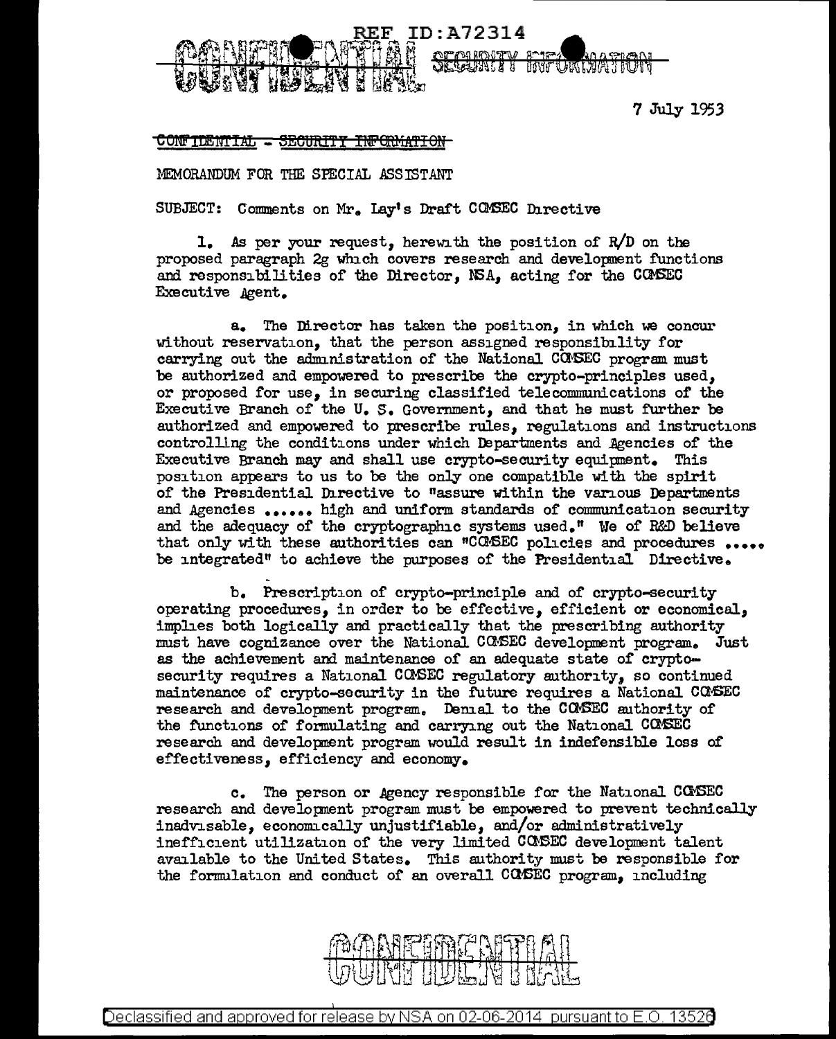REF ID:A72314

CONFIDENTIAL ~~SECURITY INFORMATION~~

7 July 1953

~~CONFIDENTIAL - SECURITY INFORMATION~~

MEMORANDUM FOR THE SPECIAL ASSISTANT

SUBJECT: Comments on Mr. Lay's Draft COMSEC Directive

1. As per your request, herewith the position of R/D on the proposed paragraph 2g which covers research and development functions and responsibilities of the Director, NSA, acting for the COMSEC Executive Agent.

a. The Director has taken the position, in which we concur without reservation, that the person assigned responsibility for carrying out the administration of the National COMSEC program must be authorized and empowered to prescribe the crypto-principles used, or proposed for use, in securing classified telecommunications of the Executive Branch of the U. S. Government, and that he must further be authorized and empowered to prescribe rules, regulations and instructions controlling the conditions under which Departments and Agencies of the Executive Branch may and shall use crypto-security equipment. This position appears to us to be the only one compatible with the spirit of the Presidential Directive to "assure within the various Departments and Agencies ...... high and uniform standards of communication security and the adequacy of the cryptographic systems used." We of R&D believe that only with these authorities can "COMSEC policies and procedures ..... be integrated" to achieve the purposes of the Presidential Directive.

b. Prescription of crypto-principle and of crypto-security operating procedures, in order to be effective, efficient or economical, implies both logically and practically that the prescribing authority must have cognizance over the National COMSEC development program. Just as the achievement and maintenance of an adequate state of crypto-security requires a National COMSEC regulatory authority, so continued maintenance of crypto-security in the future requires a National COMSEC research and development program. Denial to the COMSEC authority of the functions of formulating and carrying out the National COMSEC research and development program would result in indefensible loss of effectiveness, efficiency and economy.

c. The person or Agency responsible for the National COMSEC research and development program must be empowered to prevent technically inadvisable, economically unjustifiable, and/or administratively inefficient utilization of the very limited COMSEC development talent available to the United States. This authority must be responsible for the formulation and conduct of an overall COMSEC program, including

CONFIDENTIAL

Declassified and approved for release by NSA on 02-06-2014 pursuant to E.O. 13526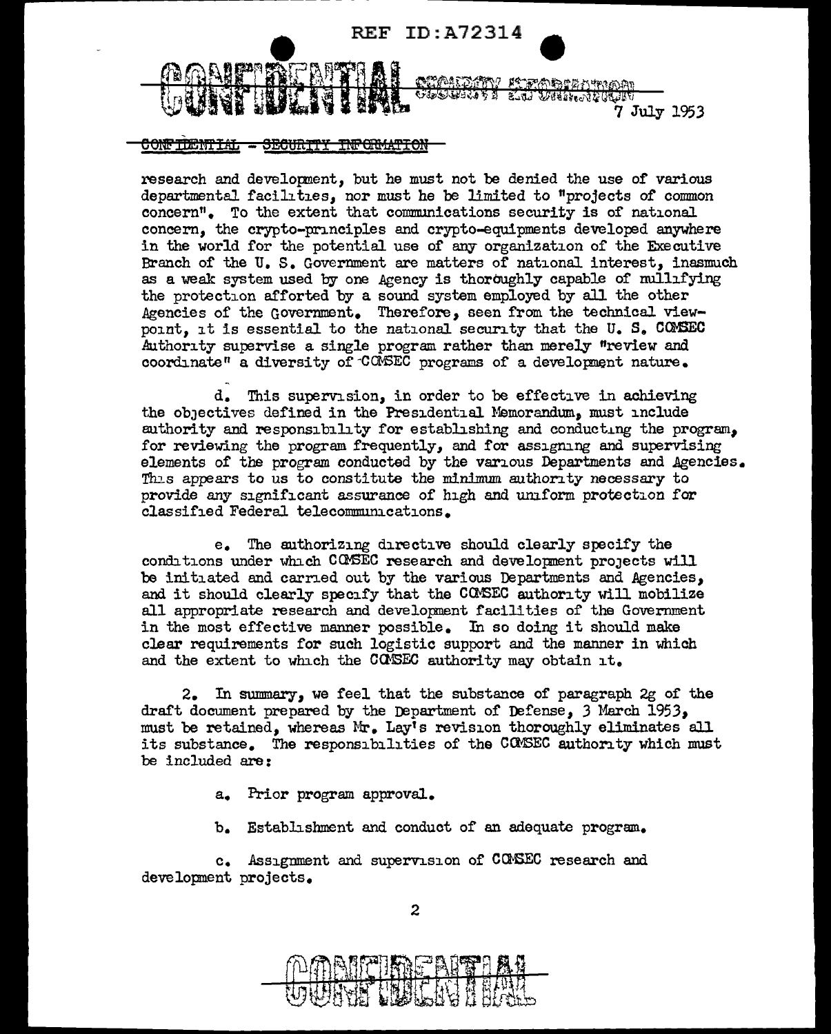research and development, but he must not be denied the use of various departmental facilities, nor must he be limited to "projects of common concern". To the extent that communications security is of national concern, the crypto-principles and crypto-equipments developed anywhere in the world for the potential use of any organization of the Executive Branch of the U. S. Government are matters of national interest, inasmuch as a weak system used by one Agency is thoroughly capable of nullifying the protection afforded by a sound system employed by all the other Agencies of the Government. Therefore, seen from the technical viewpoint, it is essential to the national security that the U. S. COMSEC Authority supervise a single program rather than merely "review and coordinate" a diversity of COMSEC programs of a development nature.

d. This supervision, in order to be effective in achieving the objectives defined in the Presidential Memorandum, must include authority and responsibility for establishing and conducting the program, for reviewing the program frequently, and for assigning and supervising elements of the program conducted by the various Departments and Agencies. This appears to us to constitute the minimum authority necessary to provide any significant assurance of high and uniform protection for classified Federal telecommunications.

e. The authorizing directive should clearly specify the conditions under which COMSEC research and development projects will be initiated and carried out by the various Departments and Agencies, and it should clearly specify that the COMSEC authority will mobilize all appropriate research and development facilities of the Government in the most effective manner possible. In so doing it should make clear requirements for such logistic support and the manner in which and the extent to which the COMSEC authority may obtain it.

2. In summary, we feel that the substance of paragraph 2g of the draft document prepared by the Department of Defense, 3 March 1953, must be retained, whereas Mr. Lay's revision thoroughly eliminates all its substance. The responsibilities of the COMSEC authority which must be included are:

a. Prior program approval.

b. Establishment and conduct of an adequate program.

c. Assignment and supervision of COMSEC research and development projects.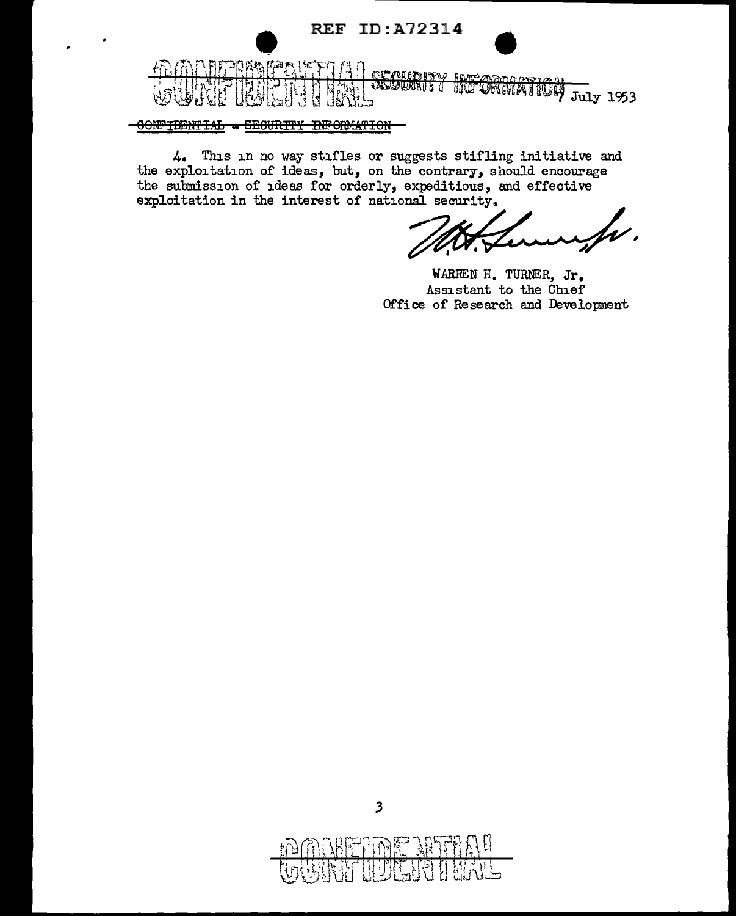REF ID:A72314

CONFIDENTIAL SECURITY INFORMATION

7 July 1953

CONFIDENTIAL - SECURITY INFORMATION

4. This in no way stifles or suggests stifling initiative and the exploitation of ideas, but, on the contrary, should encourage the submission of ideas for orderly, expeditious, and effective exploitation in the interest of national security.

W.H. Turner, Jr.

WARREN H. TURNER, Jr.
Assistant to the Chief
Office of Research and Development

CONFIDENTIAL